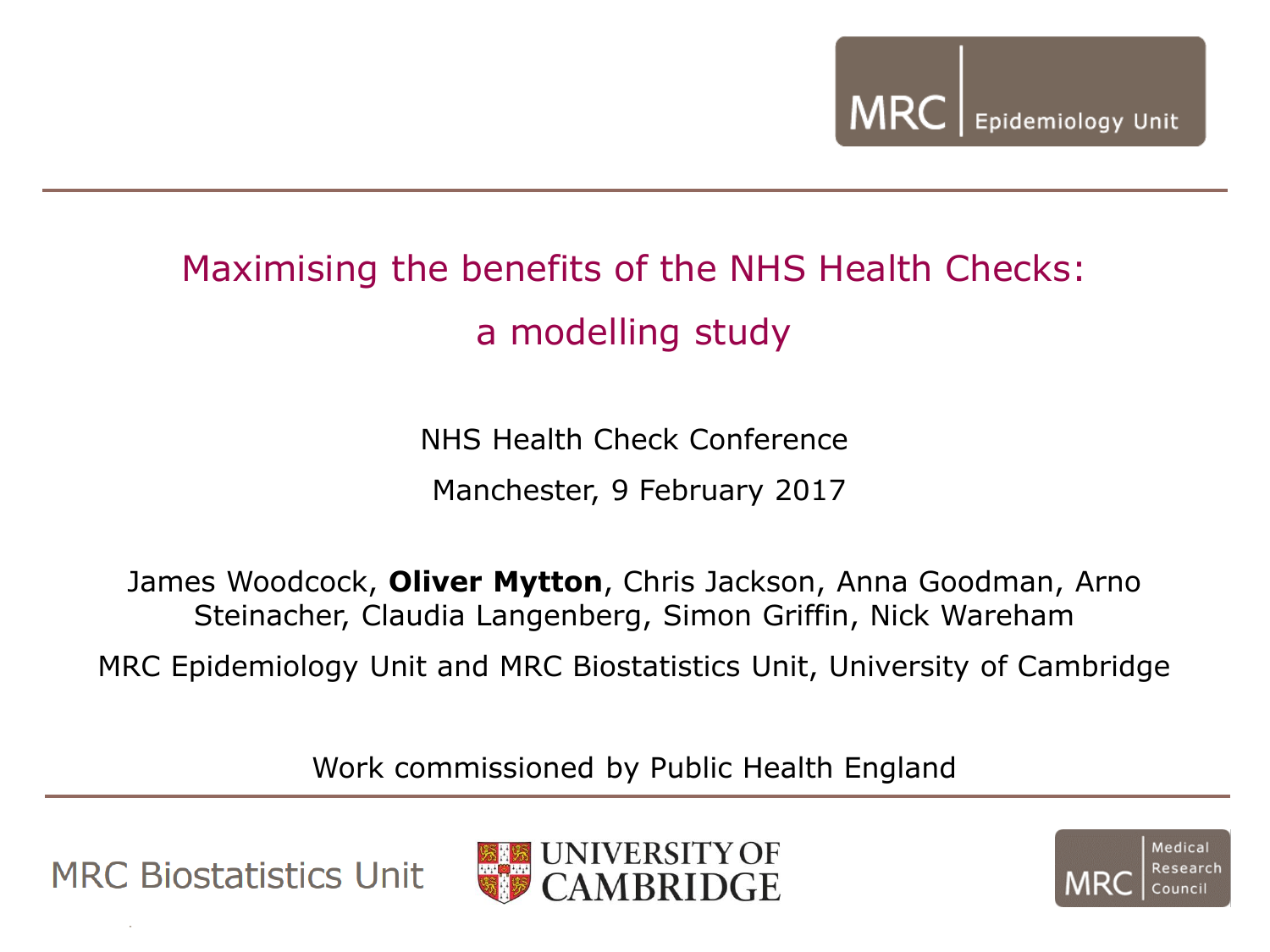# Maximising the benefits of the NHS Health Checks: a modelling study

NHS Health Check Conference

Manchester, 9 February 2017

James Woodcock, **Oliver Mytton**, Chris Jackson, Anna Goodman, Arno Steinacher, Claudia Langenberg, Simon Griffin, Nick Wareham

MRC Epidemiology Unit and MRC Biostatistics Unit, University of Cambridge

Work commissioned by Public Health England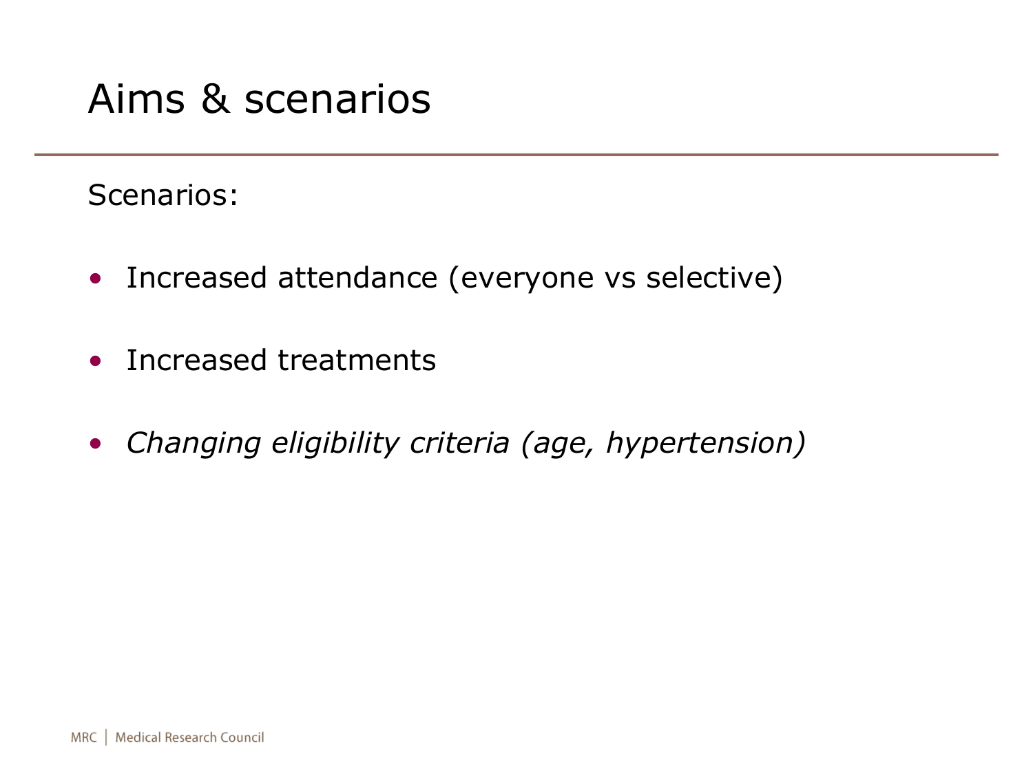# Aims & scenarios

Scenarios:

- Increased attendance (everyone vs selective)
- Increased treatments
- *Changing eligibility criteria (age, hypertension)*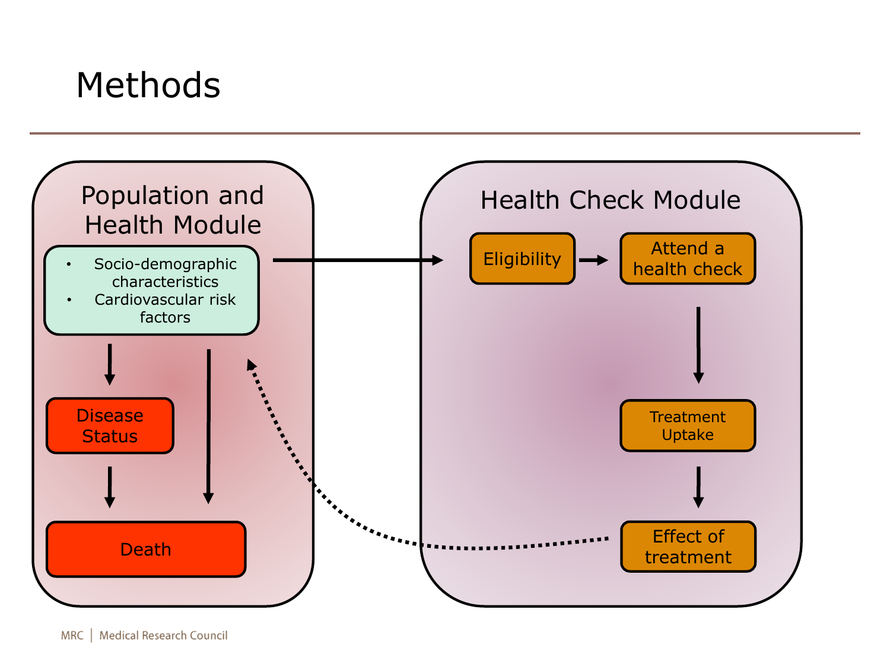# Methods

## Population and Health Module

- Socio-demographic characteristics
- Cardiovascular risk factors

Disease Status

Death

## Health Check Module

Eligibility

Attend a health check

Treatment Uptake

Effect of treatment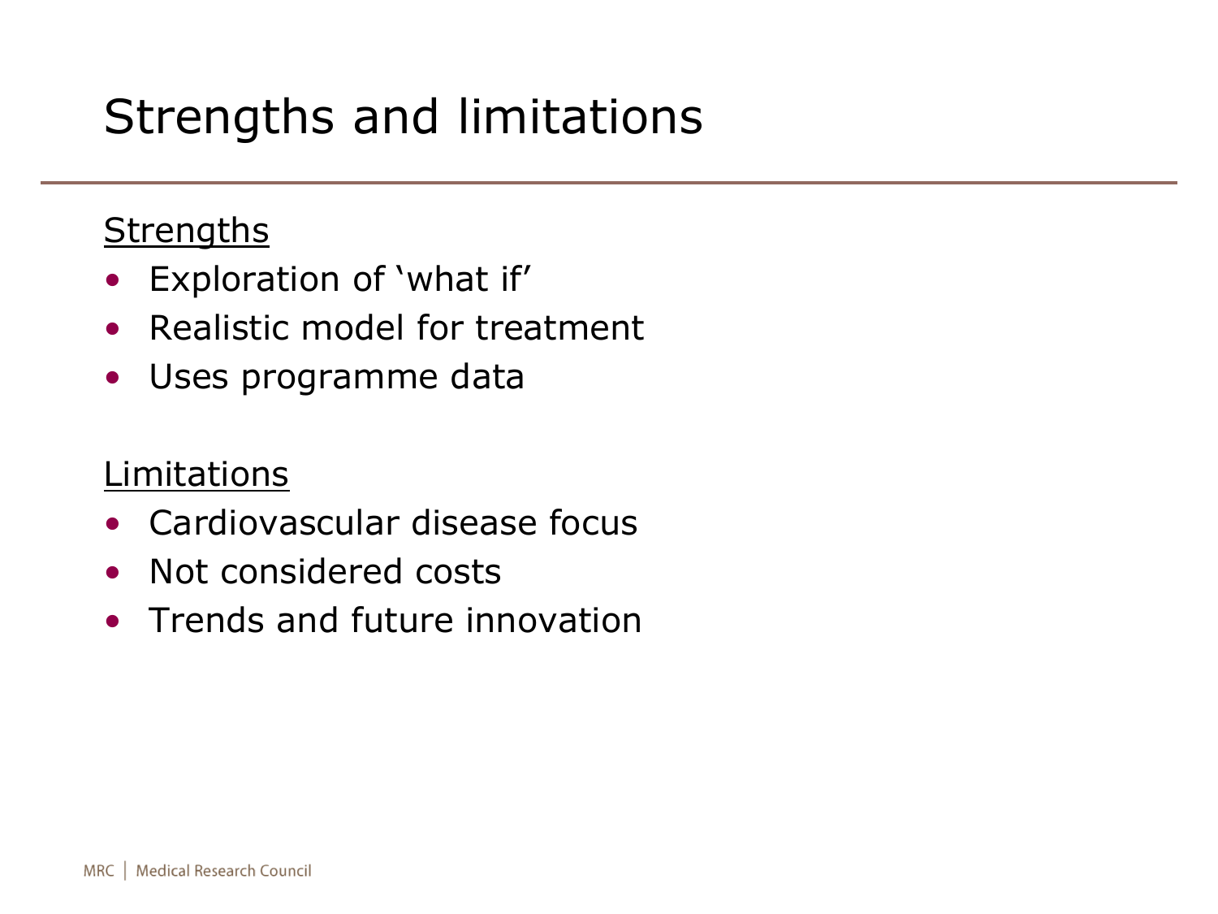# Strengths and limitations

<u>Strengths</u>

- Exploration of ‘what if’
- Realistic model for treatment
- Uses programme data

<u>Limitations</u>

- Cardiovascular disease focus
- Not considered costs
- Trends and future innovation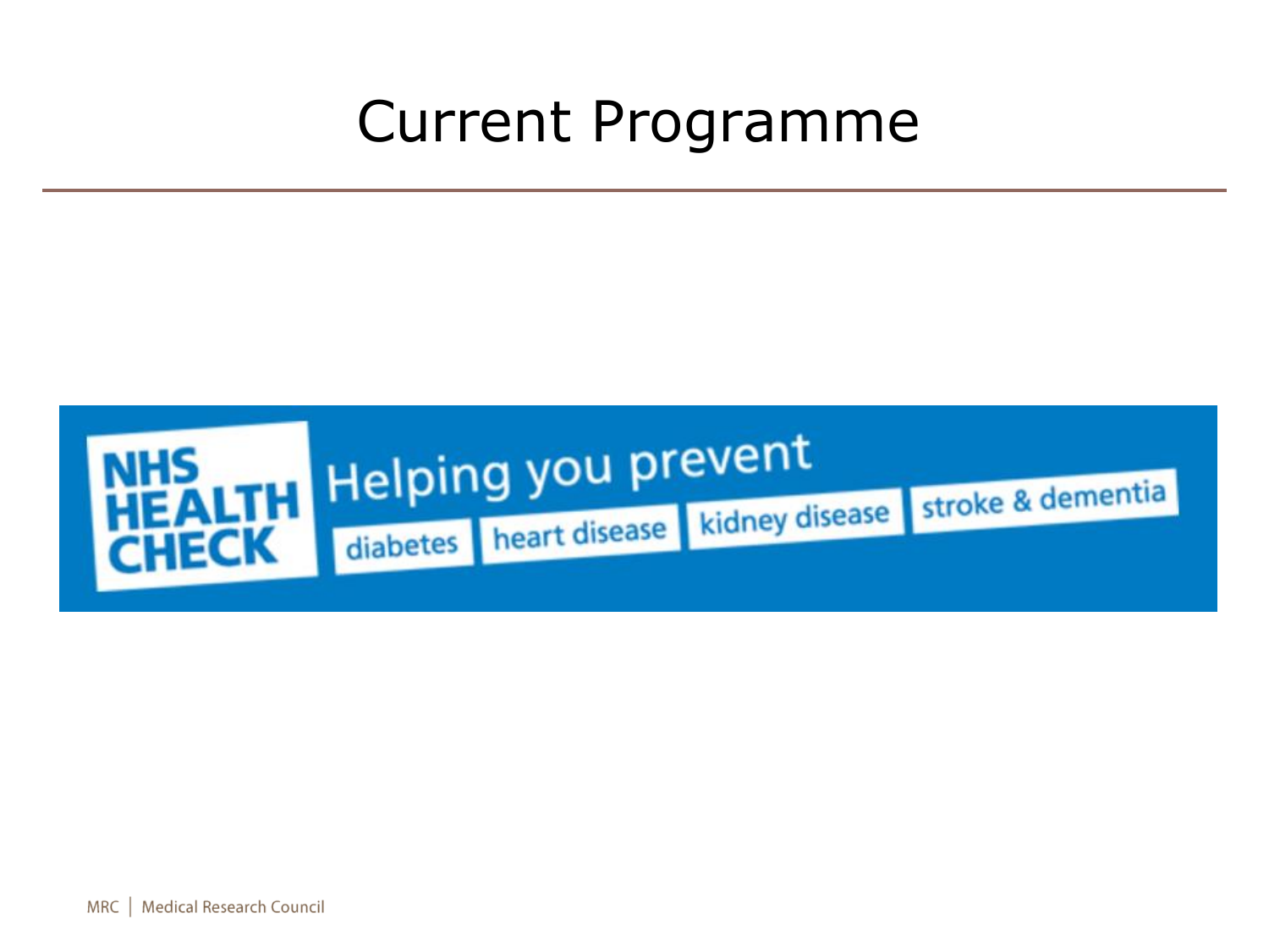# Current Programme

NHS HEALTH CHECK

Helping you prevent

diabetes | heart disease | kidney disease | stroke & dementia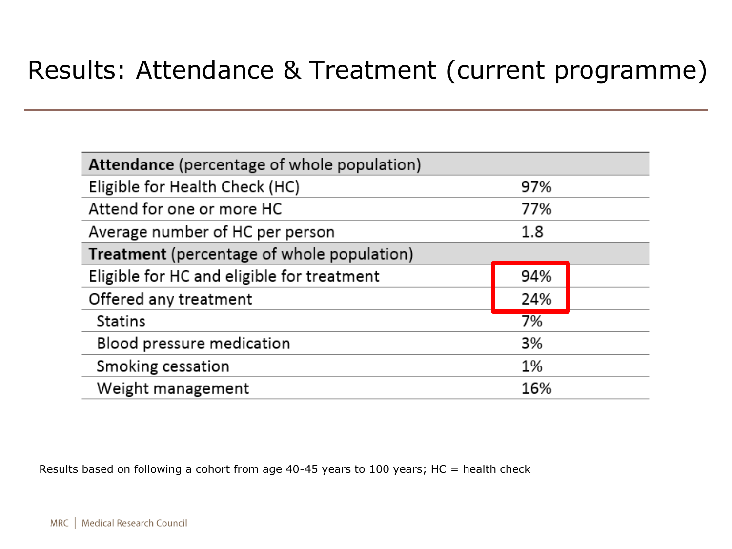# Results: Attendance & Treatment (current programme)

| **Attendance** (percentage of whole population) | |
|---|---|
| Eligible for Health Check (HC) | 97% |
| Attend for one or more HC | 77% |
| Average number of HC per person | 1.8 |
| **Treatment** (percentage of whole population) | |
| Eligible for HC and eligible for treatment | 94% |
| Offered any treatment | 24% |
| Statins | 7% |
| Blood pressure medication | 3% |
| Smoking cessation | 1% |
| Weight management | 16% |

Results based on following a cohort from age 40-45 years to 100 years; HC = health check

MRC | Medical Research Council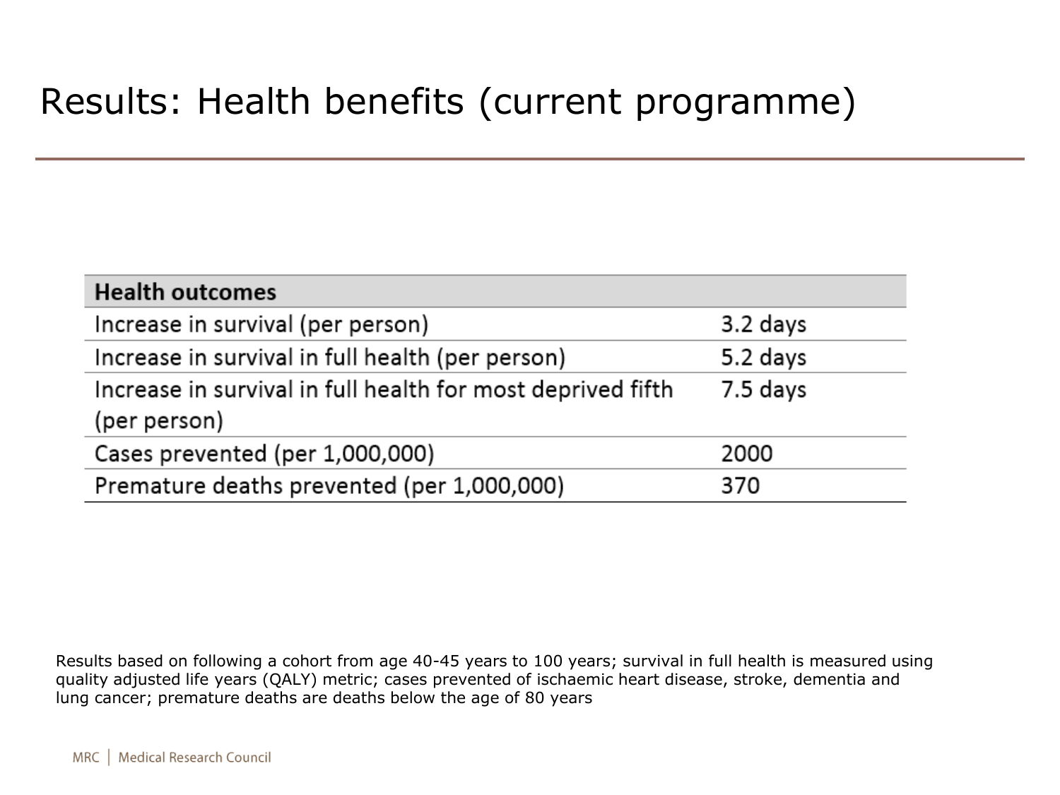# Results: Health benefits (current programme)

| Health outcomes | |
|---|---|
| Increase in survival (per person) | 3.2 days |
| Increase in survival in full health (per person) | 5.2 days |
| Increase in survival in full health for most deprived fifth (per person) | 7.5 days |
| Cases prevented (per 1,000,000) | 2000 |
| Premature deaths prevented (per 1,000,000) | 370 |

Results based on following a cohort from age 40-45 years to 100 years; survival in full health is measured using quality adjusted life years (QALY) metric; cases prevented of ischaemic heart disease, stroke, dementia and lung cancer; premature deaths are deaths below the age of 80 years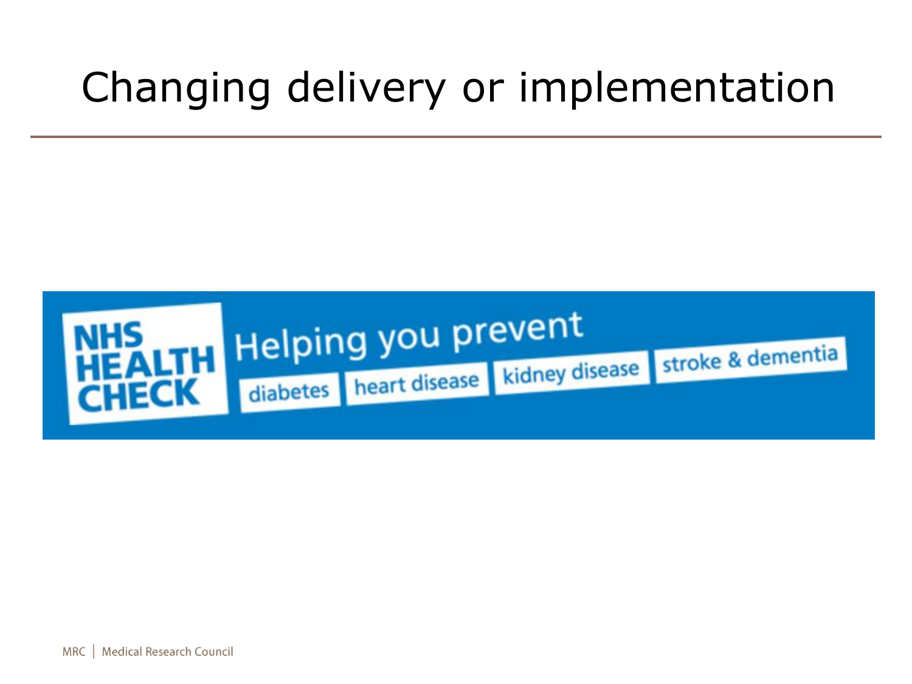# Changing delivery or implementation

NHS HEALTH CHECK

Helping you prevent

diabetes | heart disease | kidney disease | stroke & dementia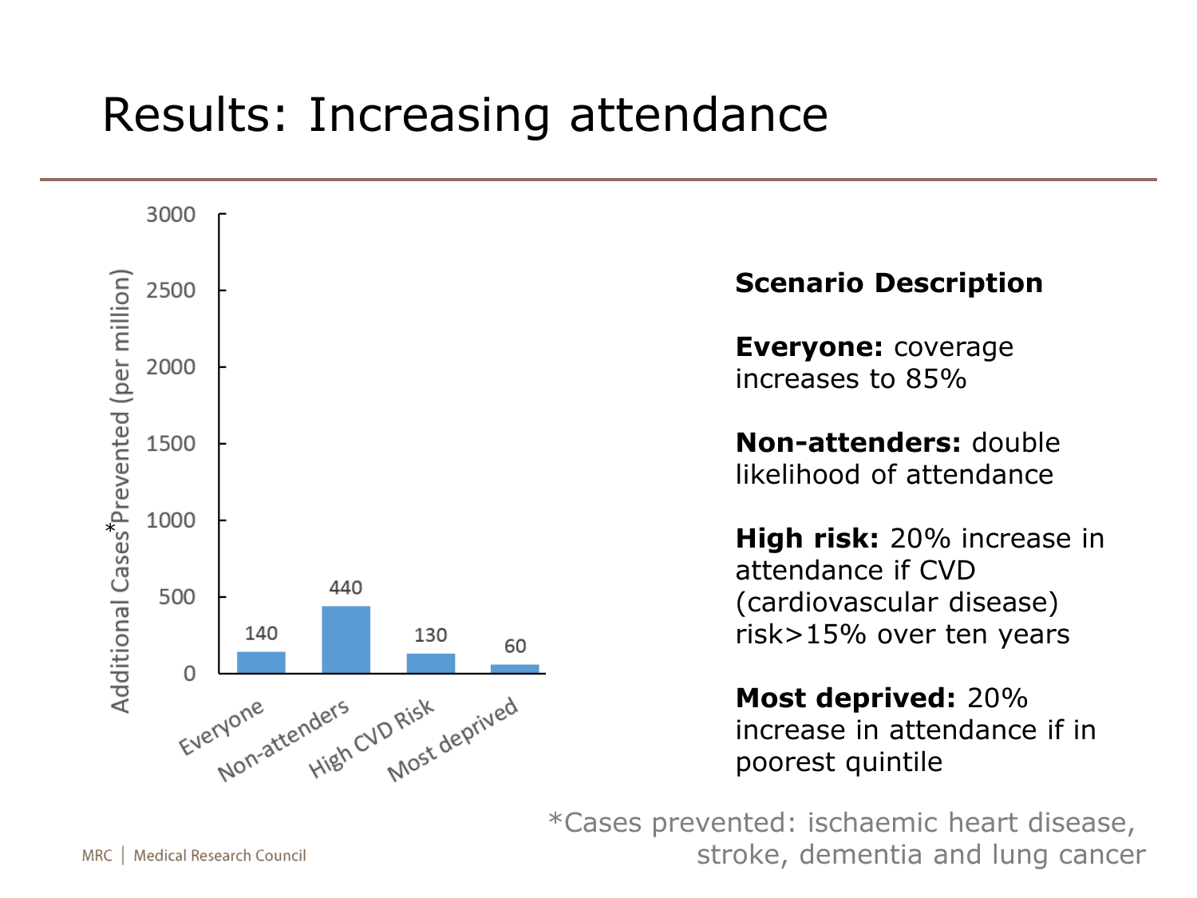# Results: Increasing attendance

| Scenario | Additional Cases* Prevented (per million) |
| --- | --- |
| Everyone | 140 |
| Non-attenders | 440 |
| High CVD Risk | 130 |
| Most deprived | 60 |

**Scenario Description**

**Everyone:** coverage increases to 85%

**Non-attenders:** double likelihood of attendance

**High risk:** 20% increase in attendance if CVD (cardiovascular disease) risk>15% over ten years

**Most deprived:** 20% increase in attendance if in poorest quintile

*Cases prevented: ischaemic heart disease, stroke, dementia and lung cancer

MRC | Medical Research Council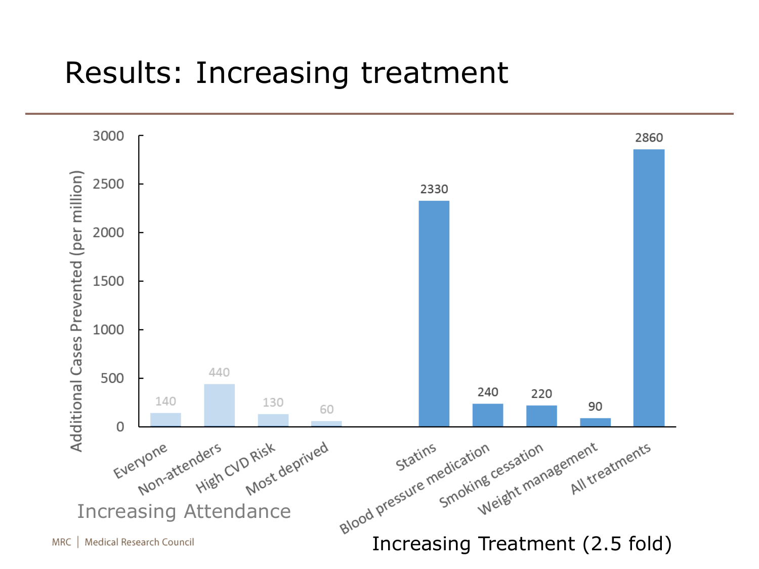# Results: Increasing treatment

| | Additional Cases Prevented (per million) |
|---|---|
| **Increasing Attendance** | |
| Everyone | 140 |
| Non-attenders | 440 |
| High CVD Risk | 130 |
| Most deprived | 60 |
| **Increasing Treatment (2.5 fold)** | |
| Statins | 2330 |
| Blood pressure medication | 240 |
| Smoking cessation | 220 |
| Weight management | 90 |
| All treatments | 2860 |

MRC | Medical Research Council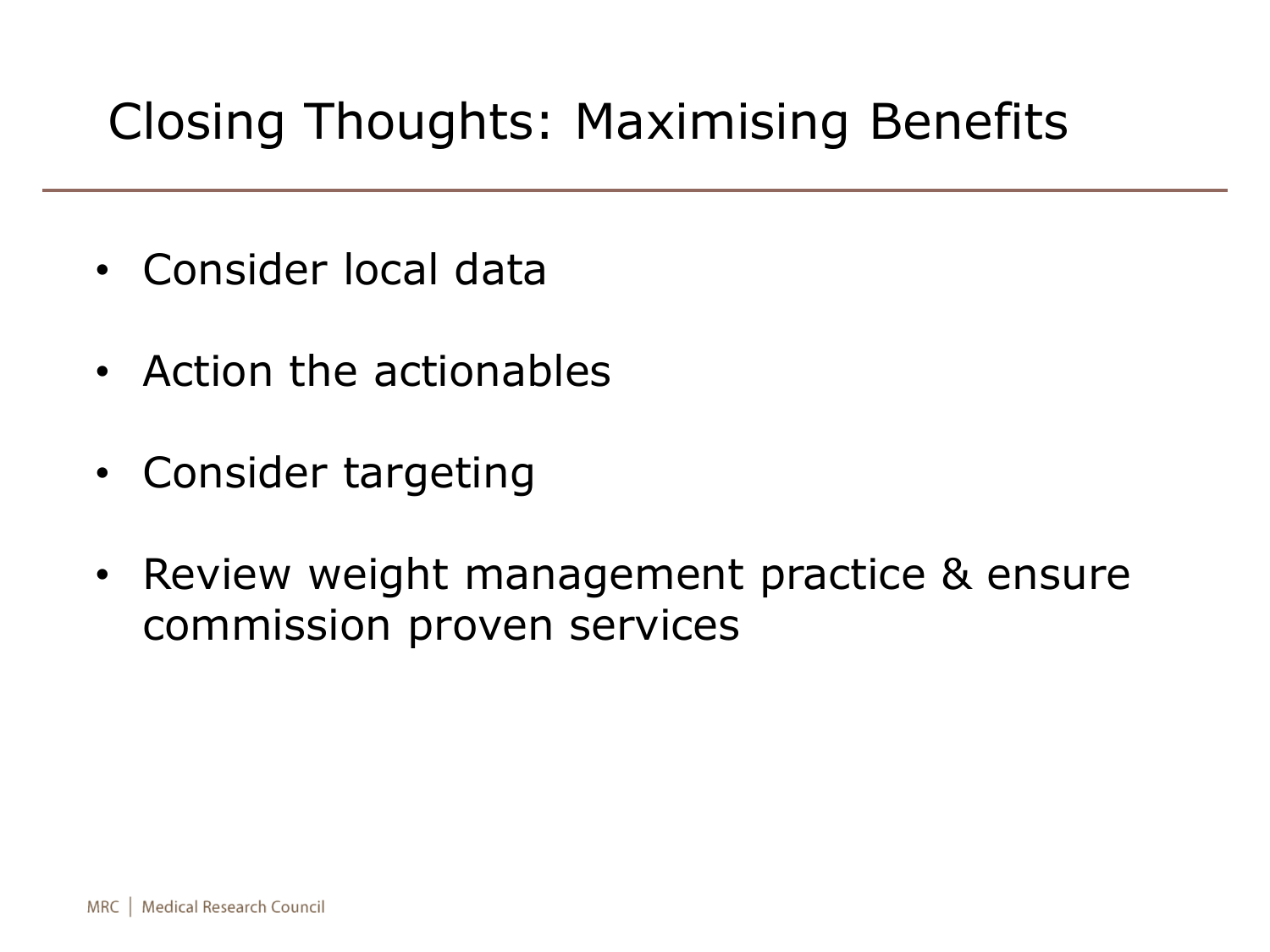# Closing Thoughts: Maximising Benefits

- Consider local data
- Action the actionables
- Consider targeting
- Review weight management practice & ensure commission proven services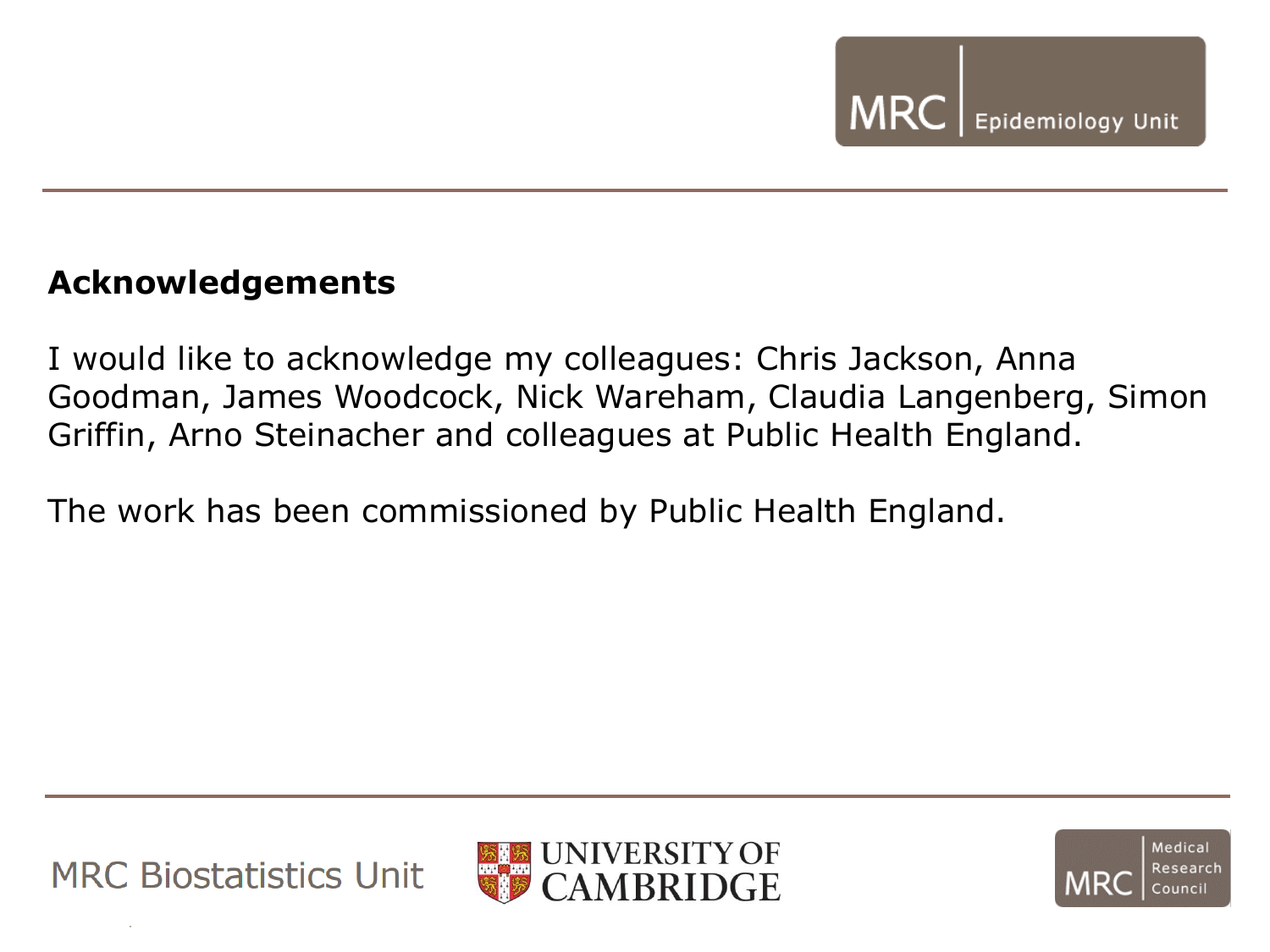**Acknowledgements**

I would like to acknowledge my colleagues: Chris Jackson, Anna Goodman, James Woodcock, Nick Wareham, Claudia Langenberg, Simon Griffin, Arno Steinacher and colleagues at Public Health England.

The work has been commissioned by Public Health England.